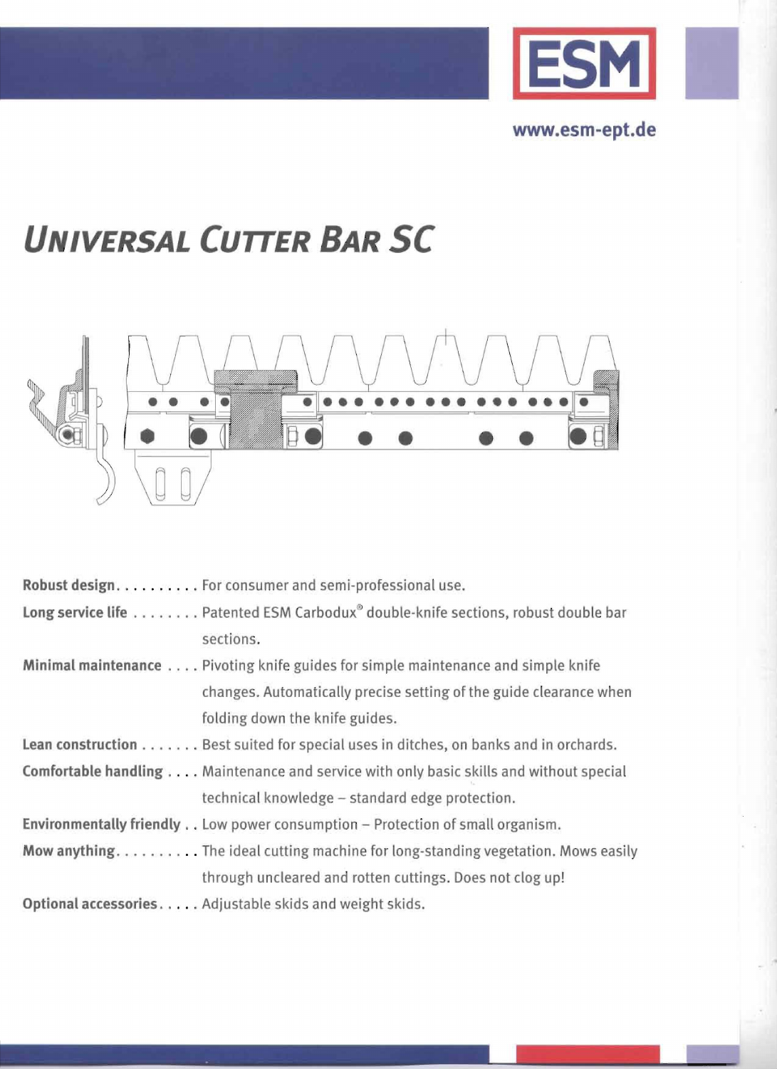ESM

www.esm-ept.de

# *Universal Cutter Bar SC*

| | |
|---|---|
| **Robust design** | For consumer and semi-professional use. |
| **Long service life** | Patented ESM Carbodux® double-knife sections, robust double bar sections. |
| **Minimal maintenance** | Pivoting knife guides for simple maintenance and simple knife changes. Automatically precise setting of the guide clearance when folding down the knife guides. |
| **Lean construction** | Best suited for special uses in ditches, on banks and in orchards. |
| **Comfortable handling** | Maintenance and service with only basic skills and without special technical knowledge – standard edge protection. |
| **Environmentally friendly** | Low power consumption – Protection of small organism. |
| **Mow anything** | The ideal cutting machine for long-standing vegetation. Mows easily through uncleared and rotten cuttings. Does not clog up! |
| **Optional accessories** | Adjustable skids and weight skids. |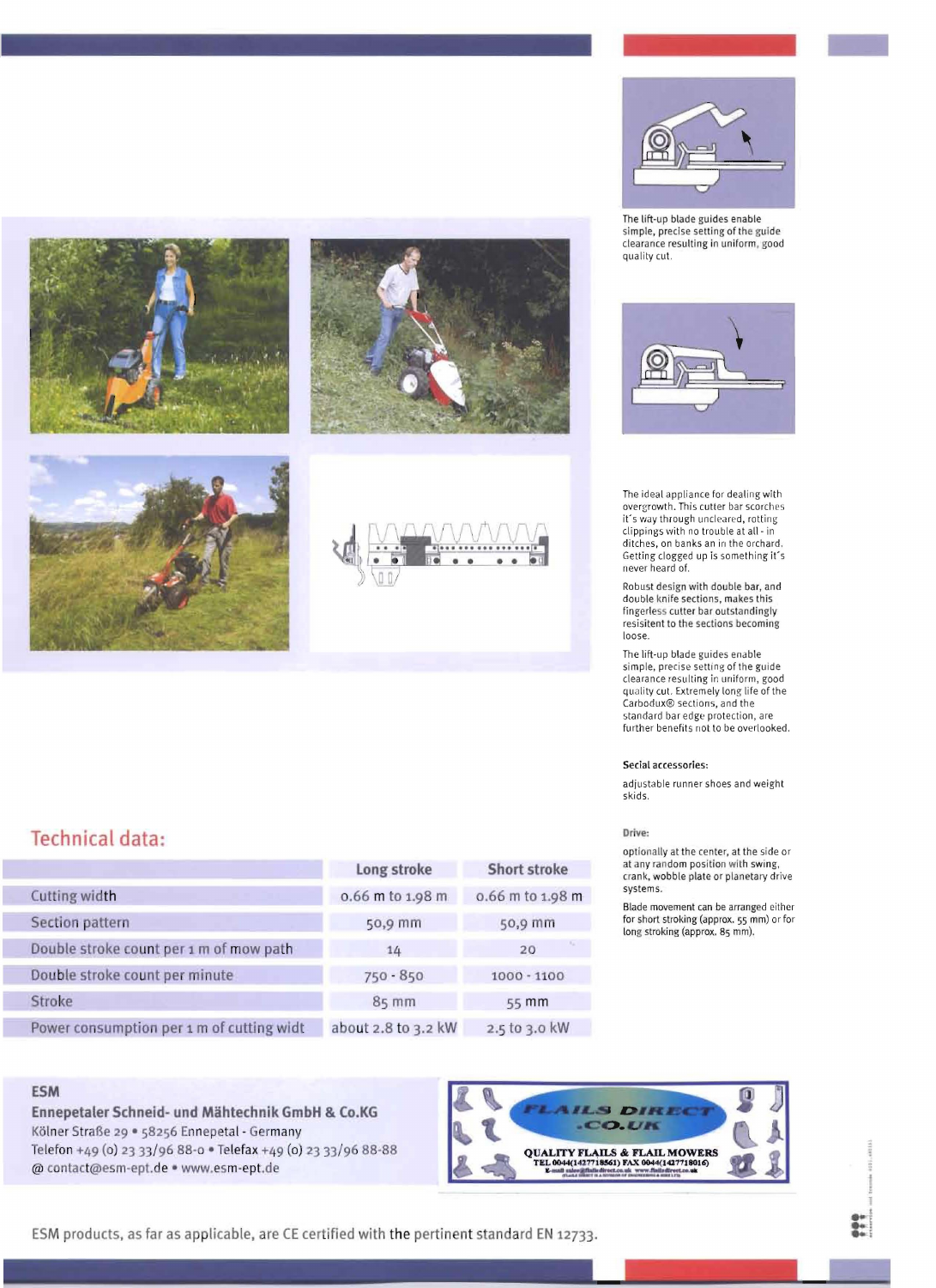The lift-up blade guides enable simple, precise setting of the guide clearance resulting in uniform, good quality cut.

The ideal appliance for dealing with overgrowth. This cutter bar scorches it´s way through uncleared, rotting clippings with no trouble at all - in ditches, on banks an in the orchard. Getting clogged up is something it´s never heard of.

Robust design with double bar, and double knife sections, makes this fingerless cutter bar outstandingly resisitent to the sections becoming loose.

The lift-up blade guides enable simple, precise setting of the guide clearance resulting in uniform, good quality cut. Extremely long life of the Carbodux® sections, and the standard bar edge protection, are further benefits not to be overlooked.

**Secial accessories:**

adjustable runner shoes and weight skids.

**Drive:**

optionally at the center, at the side or at any random position with swing, crank, wobble plate or planetary drive systems.

Blade movement can be arranged either for short stroking (approx. 55 mm) or for long stroking (approx. 85 mm).

## Technical data:

| | Long stroke | Short stroke |
|---|---|---|
| Cutting width | 0.66 m to 1.98 m | 0.66 m to 1.98 m |
| Section pattern | 50,9 mm | 50,9 mm |
| Double stroke count per 1 m of mow path | 14 | 20 |
| Double stroke count per minute | 750 - 850 | 1000 - 1100 |
| Stroke | 85 mm | 55 mm |
| Power consumption per 1 m of cutting widt | about 2.8 to 3.2 kW | 2.5 to 3.0 kW |

**ESM**
**Ennepetaler Schneid- und Mähtechnik GmbH & Co.KG**
Kölner Straße 29 • 58256 Ennepetal - Germany
Telefon +49 (0) 23 33/96 88-0 • Telefax +49 (0) 23 33/96 88-88
@ contact@esm-ept.de • www.esm-ept.de

FLAILS DIRECT .CO.UK
QUALITY FLAILS & FLAIL MOWERS
TEL 0044(1427718561) FAX 0044(1427718016)

ESM products, as far as applicable, are CE certified with the pertinent standard EN 12733.